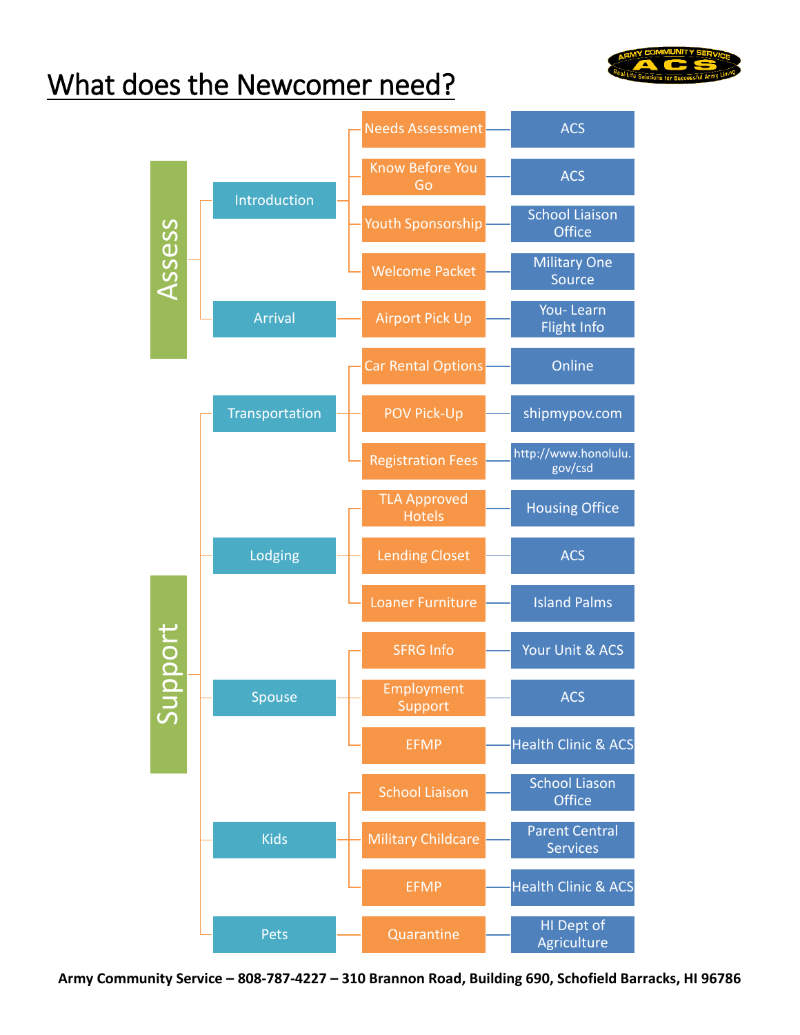# What does the Newcomer need?

ARMY COMMUNITY SERVICE
ACS
Real-Life Solutions for Successful Army Living

## Assess

### Introduction
- Needs Assessment — ACS
- Know Before You Go — ACS
- Youth Sponsorship — School Liaison Office
- Welcome Packet — Military One Source

### Arrival
- Airport Pick Up — You- Learn Flight Info

## Support

### Transportation
- Car Rental Options — Online
- POV Pick-Up — shipmypov.com
- Registration Fees — http://www.honolulu.gov/csd

### Lodging
- TLA Approved Hotels — Housing Office
- Lending Closet — ACS
- Loaner Furniture — Island Palms

### Spouse
- SFRG Info — Your Unit & ACS
- Employment Support — ACS
- EFMP — Health Clinic & ACS

### Kids
- School Liaison — School Liason Office
- Military Childcare — Parent Central Services
- EFMP — Health Clinic & ACS

### Pets
- Quarantine — HI Dept of Agriculture

**Army Community Service – 808-787-4227 – 310 Brannon Road, Building 690, Schofield Barracks, HI 96786**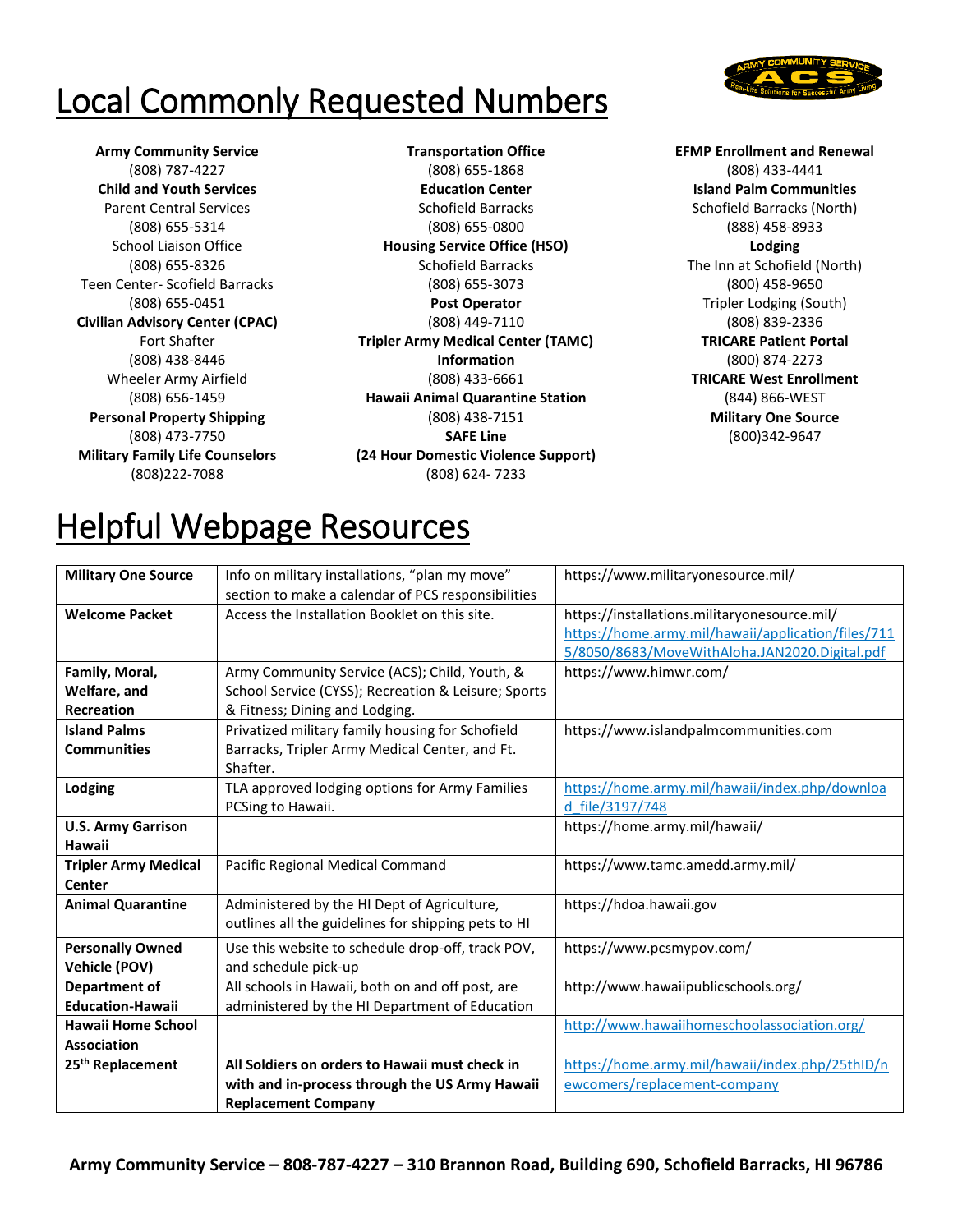# Local Commonly Requested Numbers

**Army Community Service**
(808) 787-4227

**Child and Youth Services**
Parent Central Services
(808) 655-5314
School Liaison Office
(808) 655-8326
Teen Center- Scofield Barracks
(808) 655-0451

**Civilian Advisory Center (CPAC)**
Fort Shafter
(808) 438-8446
Wheeler Army Airfield
(808) 656-1459

**Personal Property Shipping**
(808) 473-7750

**Military Family Life Counselors**
(808)222-7088

**Transportation Office**
(808) 655-1868

**Education Center**
Schofield Barracks
(808) 655-0800

**Housing Service Office (HSO)**
Schofield Barracks
(808) 655-3073

**Post Operator**
(808) 449-7110

**Tripler Army Medical Center (TAMC) Information**
(808) 433-6661

**Hawaii Animal Quarantine Station**
(808) 438-7151

**SAFE Line**
**(24 Hour Domestic Violence Support)**
(808) 624- 7233

**EFMP Enrollment and Renewal**
(808) 433-4441

**Island Palm Communities**
Schofield Barracks (North)
(888) 458-8933

**Lodging**
The Inn at Schofield (North)
(800) 458-9650
Tripler Lodging (South)
(808) 839-2336

**TRICARE Patient Portal**
(800) 874-2273

**TRICARE West Enrollment**
(844) 866-WEST

**Military One Source**
(800)342-9647

# Helpful Webpage Resources

| | | |
|---|---|---|
| **Military One Source** | Info on military installations, "plan my move" section to make a calendar of PCS responsibilities | https://www.militaryonesource.mil/ |
| **Welcome Packet** | Access the Installation Booklet on this site. | https://installations.militaryonesource.mil/ https://home.army.mil/hawaii/application/files/7115/8050/8683/MoveWithAloha.JAN2020.Digital.pdf |
| **Family, Moral, Welfare, and Recreation** | Army Community Service (ACS); Child, Youth, & School Service (CYSS); Recreation & Leisure; Sports & Fitness; Dining and Lodging. | https://www.himwr.com/ |
| **Island Palms Communities** | Privatized military family housing for Schofield Barracks, Tripler Army Medical Center, and Ft. Shafter. | https://www.islandpalmcommunities.com |
| **Lodging** | TLA approved lodging options for Army Families PCSing to Hawaii. | https://home.army.mil/hawaii/index.php/download_file/3197/748 |
| **U.S. Army Garrison Hawaii** | | https://home.army.mil/hawaii/ |
| **Tripler Army Medical Center** | Pacific Regional Medical Command | https://www.tamc.amedd.army.mil/ |
| **Animal Quarantine** | Administered by the HI Dept of Agriculture, outlines all the guidelines for shipping pets to HI | https://hdoa.hawaii.gov |
| **Personally Owned Vehicle (POV)** | Use this website to schedule drop-off, track POV, and schedule pick-up | https://www.pcsmypov.com/ |
| **Department of Education-Hawaii** | All schools in Hawaii, both on and off post, are administered by the HI Department of Education | http://www.hawaiipublicschools.org/ |
| **Hawaii Home School Association** | | http://www.hawaiihomeschoolassociation.org/ |
| **25th Replacement** | **All Soldiers on orders to Hawaii must check in with and in-process through the US Army Hawaii Replacement Company** | https://home.army.mil/hawaii/index.php/25thID/newcomers/replacement-company |

**Army Community Service – 808-787-4227 – 310 Brannon Road, Building 690, Schofield Barracks, HI 96786**